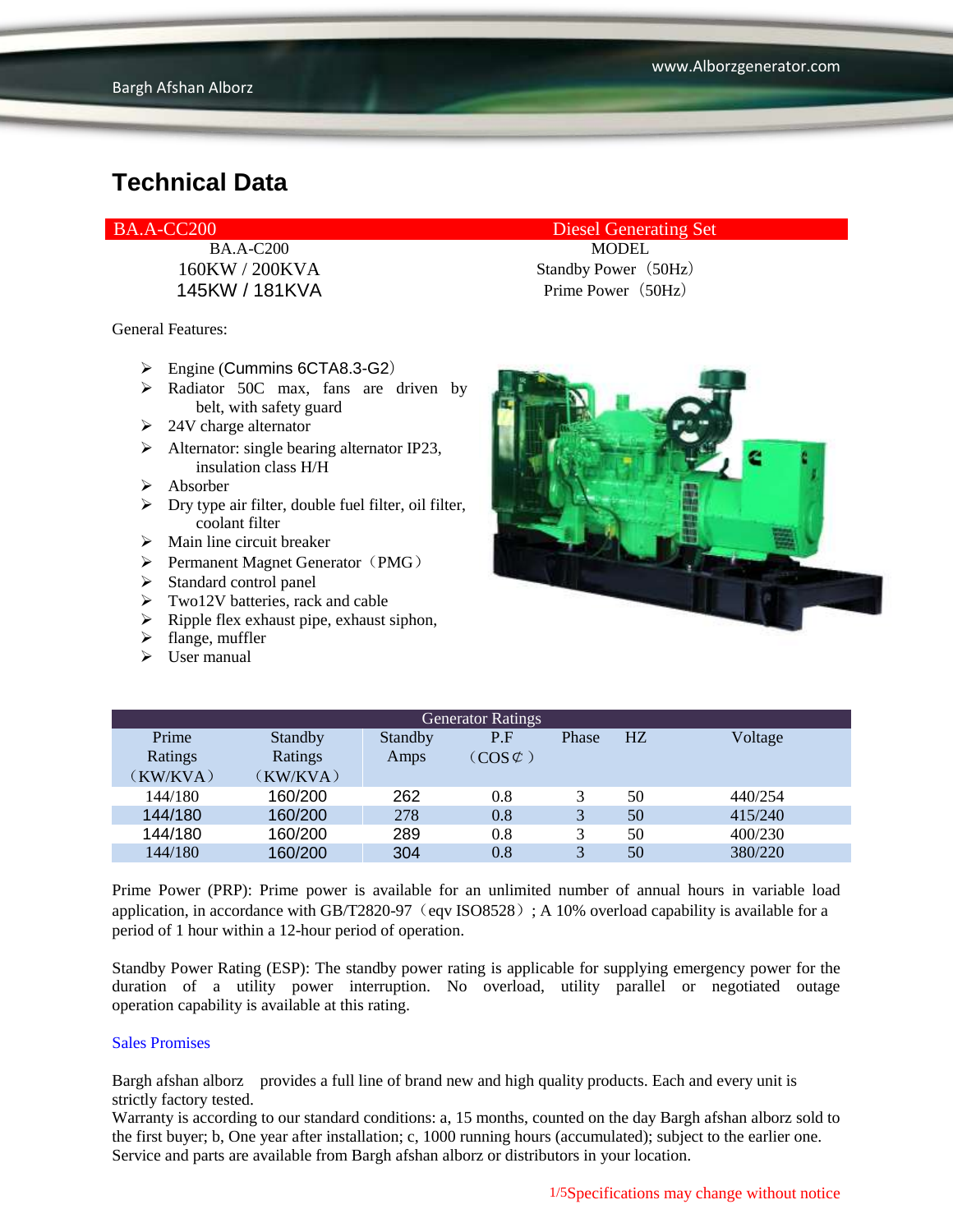# Technical Data

| BA.A-CC200 | Diesel Generating Set |
|---|---|
| BA.A-C200 | MODEL |
| 160KW / 200KVA | Standby Power（50Hz） |
| 145KW / 181KVA | Prime Power（50Hz） |

General Features:

- Engine (Cummins 6CTA8.3-G2）
- Radiator 50C max, fans are driven by belt, with safety guard
- 24V charge alternator
- Alternator: single bearing alternator IP23, insulation class H/H
- Absorber
- Dry type air filter, double fuel filter, oil filter, coolant filter
- Main line circuit breaker
- Permanent Magnet Generator（PMG）
- Standard control panel
- Two12V batteries, rack and cable
- Ripple flex exhaust pipe, exhaust siphon,
- flange, muffler
- User manual

| Generator Ratings | | | | | | |
|---|---|---|---|---|---|---|
| Prime Ratings （KW/KVA） | Standby Ratings （KW/KVA） | Standby Amps | P.F （COS¢） | Phase | HZ | Voltage |
| 144/180 | 160/200 | 262 | 0.8 | 3 | 50 | 440/254 |
| 144/180 | 160/200 | 278 | 0.8 | 3 | 50 | 415/240 |
| 144/180 | 160/200 | 289 | 0.8 | 3 | 50 | 400/230 |
| 144/180 | 160/200 | 304 | 0.8 | 3 | 50 | 380/220 |

Prime Power (PRP): Prime power is available for an unlimited number of annual hours in variable load application, in accordance with GB/T2820-97（eqv ISO8528）; A 10% overload capability is available for a period of 1 hour within a 12-hour period of operation.

Standby Power Rating (ESP): The standby power rating is applicable for supplying emergency power for the duration of a utility power interruption. No overload, utility parallel or negotiated outage operation capability is available at this rating.

Sales Promises

Bargh afshan alborz provides a full line of brand new and high quality products. Each and every unit is strictly factory tested.
Warranty is according to our standard conditions: a, 15 months, counted on the day Bargh afshan alborz sold to the first buyer; b, One year after installation; c, 1000 running hours (accumulated); subject to the earlier one. Service and parts are available from Bargh afshan alborz or distributors in your location.

Specifications may change without notice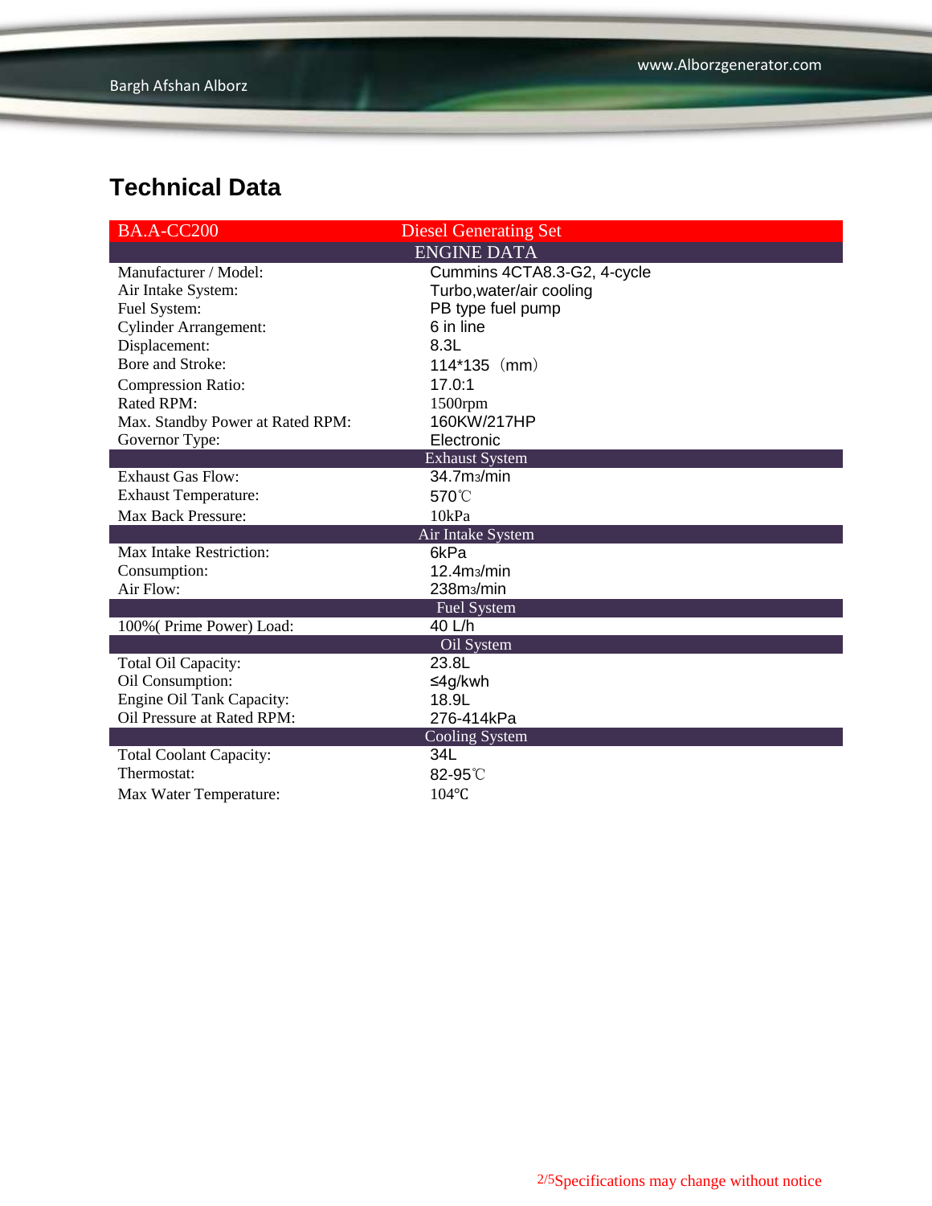## Technical Data

| BA.A-CC200 | Diesel Generating Set |
|---|---|
| **ENGINE DATA** | |
| Manufacturer / Model: | Cummins 4CTA8.3-G2, 4-cycle |
| Air Intake System: | Turbo,water/air cooling |
| Fuel System: | PB type fuel pump |
| Cylinder Arrangement: | 6 in line |
| Displacement: | 8.3L |
| Bore and Stroke: | 114*135（mm） |
| Compression Ratio: | 17.0:1 |
| Rated RPM: | 1500rpm |
| Max. Standby Power at Rated RPM: | 160KW/217HP |
| Governor Type: | Electronic |
| **Exhaust System** | |
| Exhaust Gas Flow: | 34.7m3/min |
| Exhaust Temperature: | 570℃ |
| Max Back Pressure: | 10kPa |
| **Air Intake System** | |
| Max Intake Restriction: | 6kPa |
| Consumption: | 12.4m3/min |
| Air Flow: | 238m3/min |
| **Fuel System** | |
| 100%( Prime Power) Load: | 40 L/h |
| **Oil System** | |
| Total Oil Capacity: | 23.8L |
| Oil Consumption: | ≤4g/kwh |
| Engine Oil Tank Capacity: | 18.9L |
| Oil Pressure at Rated RPM: | 276-414kPa |
| **Cooling System** | |
| Total Coolant Capacity: | 34L |
| Thermostat: | 82-95℃ |
| Max Water Temperature: | 104℃ |

Specifications may change without notice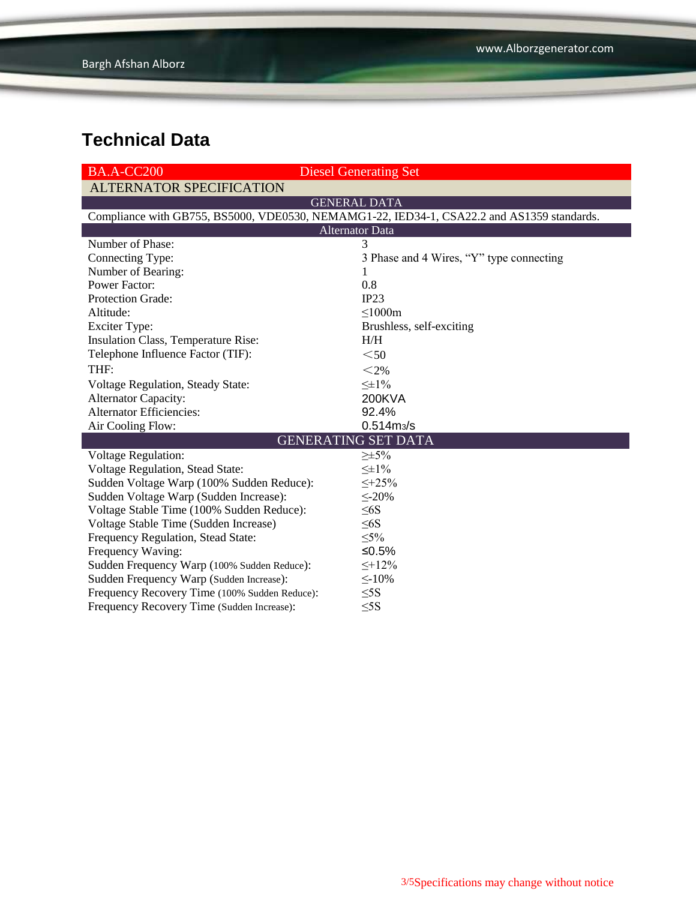## Technical Data

| BA.A-CC200 | Diesel Generating Set |
|---|---|
| **ALTERNATOR SPECIFICATION** | |
| **GENERAL DATA** | |
| Compliance with GB755, BS5000, VDE0530, NEMAMG1-22, IED34-1, CSA22.2 and AS1359 standards. | |
| **Alternator Data** | |
| Number of Phase: | 3 |
| Connecting Type: | 3 Phase and 4 Wires, “Y” type connecting |
| Number of Bearing: | 1 |
| Power Factor: | 0.8 |
| Protection Grade: | IP23 |
| Altitude: | ≤1000m |
| Exciter Type: | Brushless, self-exciting |
| Insulation Class, Temperature Rise: | H/H |
| Telephone Influence Factor (TIF): | ＜50 |
| THF: | ＜2% |
| Voltage Regulation, Steady State: | ≤±1% |
| Alternator Capacity: | 200KVA |
| Alternator Efficiencies: | 92.4% |
| Air Cooling Flow: | 0.514m3/s |
| **GENERATING SET DATA** | |
| Voltage Regulation: | ≥±5% |
| Voltage Regulation, Stead State: | ≤±1% |
| Sudden Voltage Warp (100% Sudden Reduce): | ≤+25% |
| Sudden Voltage Warp (Sudden Increase): | ≤-20% |
| Voltage Stable Time (100% Sudden Reduce): | ≤6S |
| Voltage Stable Time (Sudden Increase) | ≤6S |
| Frequency Regulation, Stead State: | ≤5% |
| Frequency Waving: | ≤0.5% |
| Sudden Frequency Warp (100% Sudden Reduce): | ≤+12% |
| Sudden Frequency Warp (Sudden Increase): | ≤-10% |
| Frequency Recovery Time (100% Sudden Reduce): | ≤5S |
| Frequency Recovery Time (Sudden Increase): | ≤5S |

Specifications may change without notice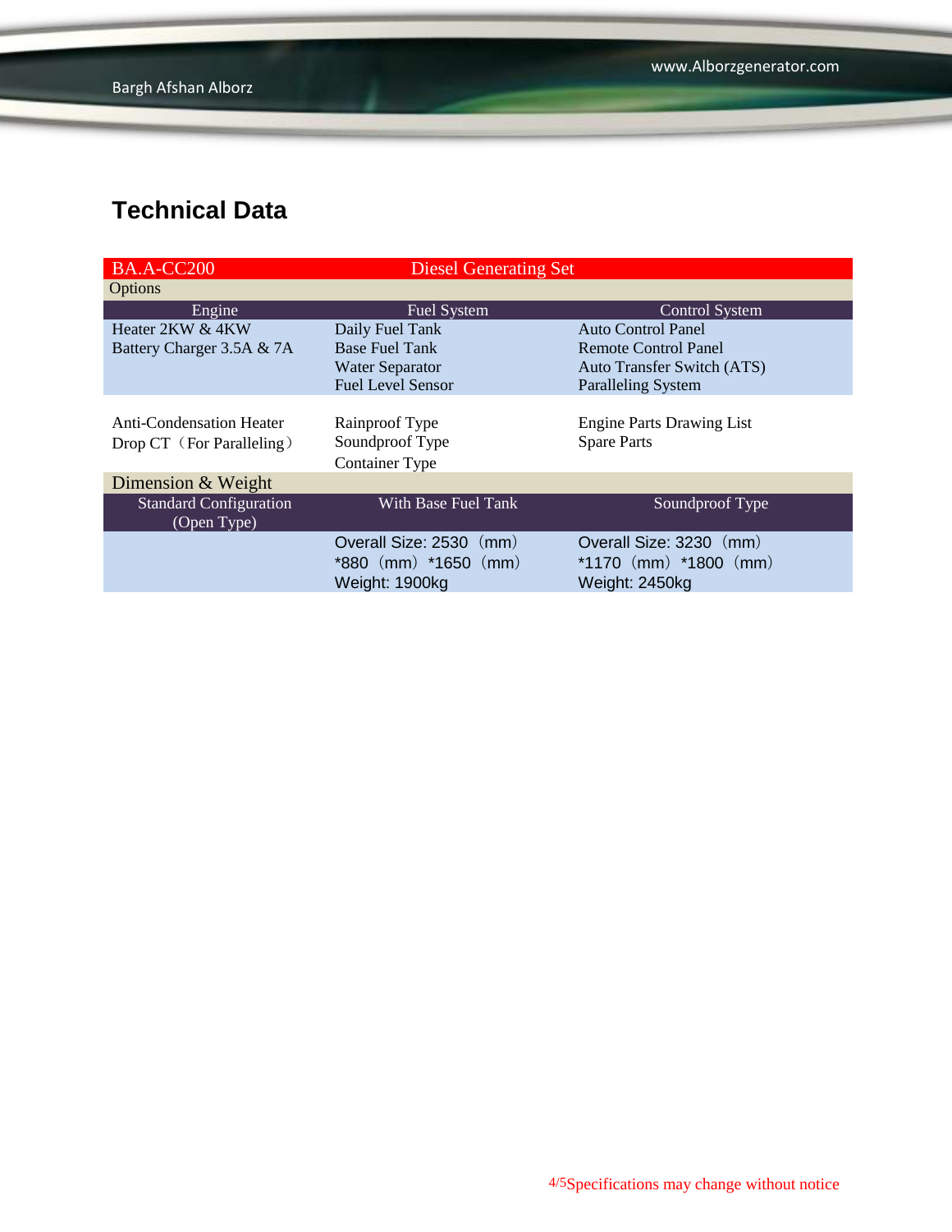## Technical Data

| BA.A-CC200 | Diesel Generating Set | |
|---|---|---|
| Options | | |
| Engine | Fuel System | Control System |
| Heater 2KW & 4KW<br>Battery Charger 3.5A & 7A | Daily Fuel Tank<br>Base Fuel Tank<br>Water Separator<br>Fuel Level Sensor | Auto Control Panel<br>Remote Control Panel<br>Auto Transfer Switch (ATS)<br>Paralleling System |
| Anti-Condensation Heater<br>Drop CT（For Paralleling） | Rainproof Type<br>Soundproof Type<br>Container Type | Engine Parts Drawing List<br>Spare Parts |
| Dimension & Weight | | |
| Standard Configuration (Open Type) | With Base Fuel Tank | Soundproof Type |
| | Overall Size: 2530（mm）*880（mm）*1650（mm）<br>Weight: 1900kg | Overall Size: 3230（mm）*1170（mm）*1800（mm）<br>Weight: 2450kg |

Specifications may change without notice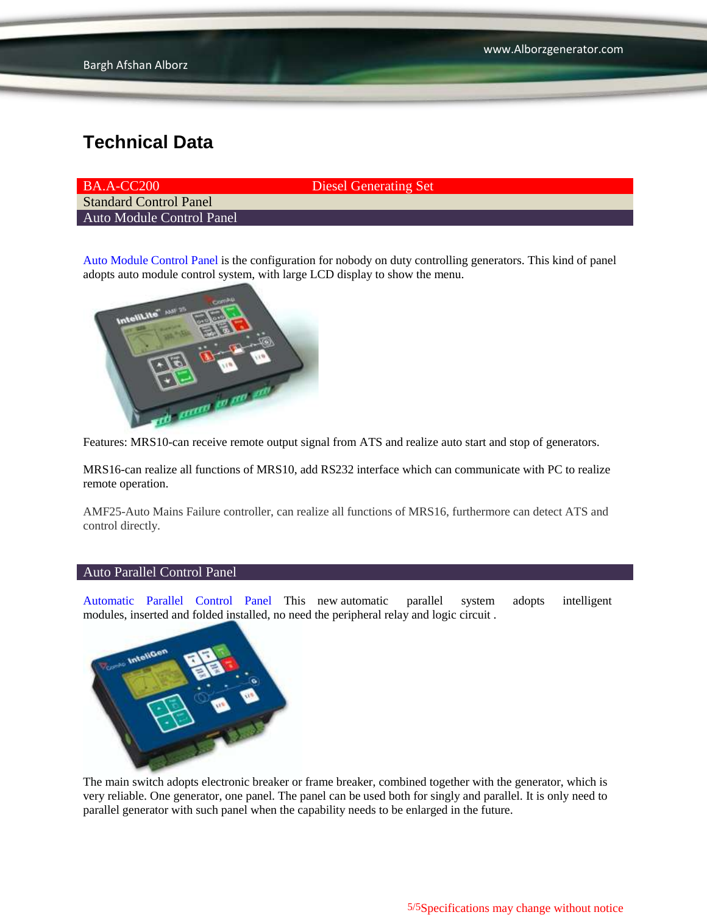## Technical Data

| BA.A-CC200 | Diesel Generating Set |
|---|---|
| Standard Control Panel | |
| Auto Module Control Panel | |

Auto Module Control Panel is the configuration for nobody on duty controlling generators. This kind of panel adopts auto module control system, with large LCD display to show the menu.

Features: MRS10-can receive remote output signal from ATS and realize auto start and stop of generators.

MRS16-can realize all functions of MRS10, add RS232 interface which can communicate with PC to realize remote operation.

AMF25-Auto Mains Failure controller, can realize all functions of MRS16, furthermore can detect ATS and control directly.

### Auto Parallel Control Panel

Automatic Parallel Control Panel This new automatic parallel system adopts intelligent modules, inserted and folded installed, no need the peripheral relay and logic circuit .

The main switch adopts electronic breaker or frame breaker, combined together with the generator, which is very reliable. One generator, one panel. The panel can be used both for singly and parallel. It is only need to parallel generator with such panel when the capability needs to be enlarged in the future.

Specifications may change without notice